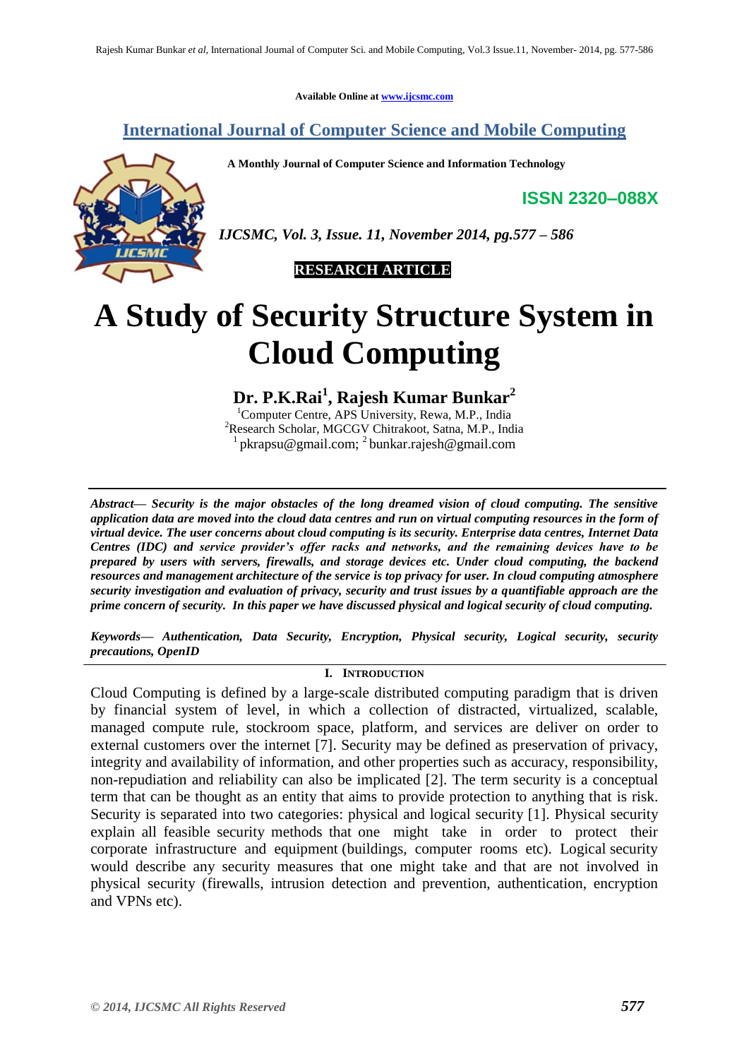Available Online at www.ijcsmc.com

**International Journal of Computer Science and Mobile Computing**

**A Monthly Journal of Computer Science and Information Technology**

**ISSN 2320–088X**

*IJCSMC, Vol. 3, Issue. 11, November 2014, pg.577 – 586*

**RESEARCH ARTICLE**

# A Study of Security Structure System in Cloud Computing

**Dr. P.K.Rai[1], Rajesh Kumar Bunkar[2]**

[1]Computer Centre, APS University, Rewa, M.P., India
[2]Research Scholar, MGCGV Chitrakoot, Satna, M.P., India
[1] pkrapsu@gmail.com; [2] bunkar.rajesh@gmail.com

***Abstract*— *Security is the major obstacles of the long dreamed vision of cloud computing. The sensitive application data are moved into the cloud data centres and run on virtual computing resources in the form of virtual device. The user concerns about cloud computing is its security. Enterprise data centres, Internet Data Centres (IDC) and service provider's offer racks and networks, and the remaining devices have to be prepared by users with servers, firewalls, and storage devices etc. Under cloud computing, the backend resources and management architecture of the service is top privacy for user. In cloud computing atmosphere security investigation and evaluation of privacy, security and trust issues by a quantifiable approach are the prime concern of security. In this paper we have discussed physical and logical security of cloud computing.***

***Keywords*— *Authentication, Data Security, Encryption, Physical security, Logical security, security precautions, OpenID***

## I. INTRODUCTION

Cloud Computing is defined by a large-scale distributed computing paradigm that is driven by financial system of level, in which a collection of distracted, virtualized, scalable, managed compute rule, stockroom space, platform, and services are deliver on order to external customers over the internet [7]. Security may be defined as preservation of privacy, integrity and availability of information, and other properties such as accuracy, responsibility, non-repudiation and reliability can also be implicated [2]. The term security is a conceptual term that can be thought as an entity that aims to provide protection to anything that is risk. Security is separated into two categories: physical and logical security [1]. Physical security explain all feasible security methods that one might take in order to protect their corporate infrastructure and equipment (buildings, computer rooms etc). Logical security would describe any security measures that one might take and that are not involved in physical security (firewalls, intrusion detection and prevention, authentication, encryption and VPNs etc).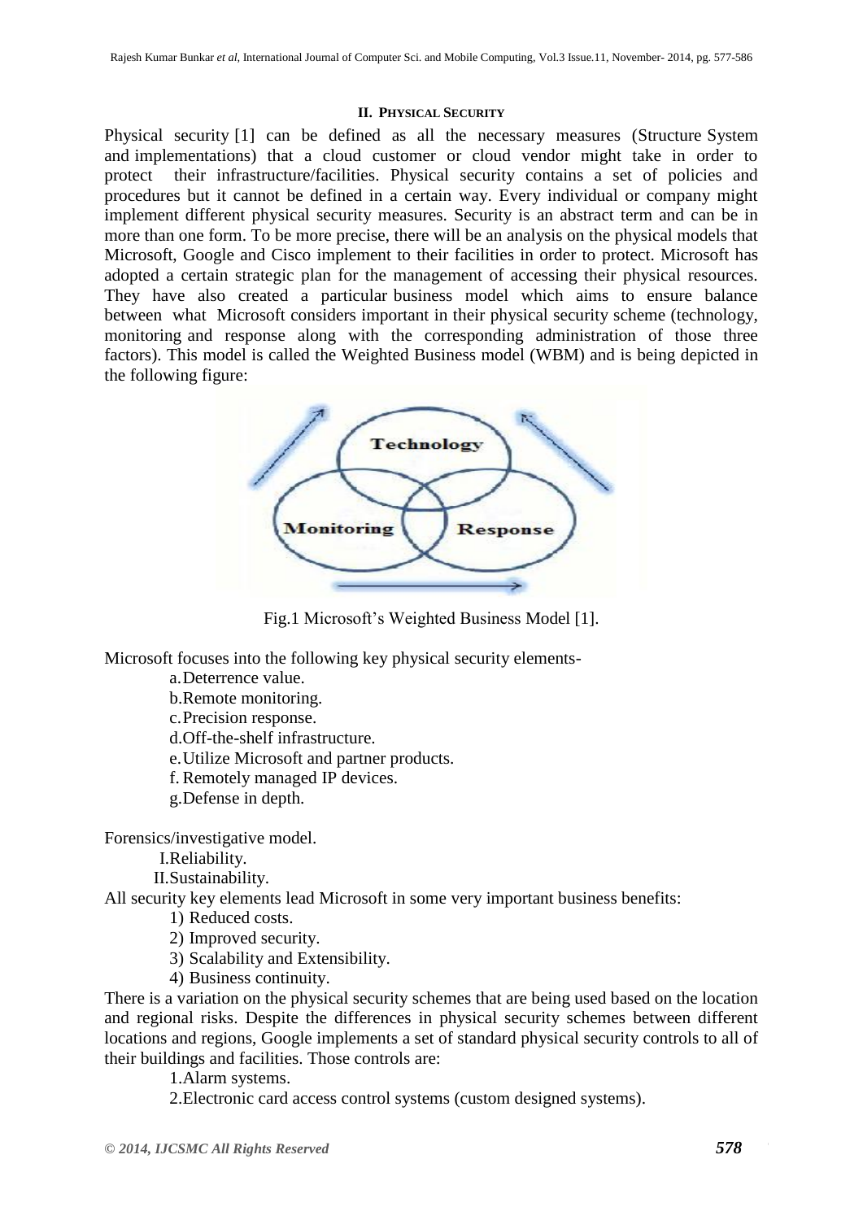## II. PHYSICAL SECURITY

Physical security [1] can be defined as all the necessary measures (Structure System and implementations) that a cloud customer or cloud vendor might take in order to protect their infrastructure/facilities. Physical security contains a set of policies and procedures but it cannot be defined in a certain way. Every individual or company might implement different physical security measures. Security is an abstract term and can be in more than one form. To be more precise, there will be an analysis on the physical models that Microsoft, Google and Cisco implement to their facilities in order to protect. Microsoft has adopted a certain strategic plan for the management of accessing their physical resources. They have also created a particular business model which aims to ensure balance between what Microsoft considers important in their physical security scheme (technology, monitoring and response along with the corresponding administration of those three factors). This model is called the Weighted Business model (WBM) and is being depicted in the following figure:

Fig.1 Microsoft's Weighted Business Model [1].

Microsoft focuses into the following key physical security elements-

a. Deterrence value.
b. Remote monitoring.
c. Precision response.
d. Off-the-shelf infrastructure.
e. Utilize Microsoft and partner products.
f. Remotely managed IP devices.
g. Defense in depth.

Forensics/investigative model.

I. Reliability.
II. Sustainability.

All security key elements lead Microsoft in some very important business benefits:

1) Reduced costs.
2) Improved security.
3) Scalability and Extensibility.
4) Business continuity.

There is a variation on the physical security schemes that are being used based on the location and regional risks. Despite the differences in physical security schemes between different locations and regions, Google implements a set of standard physical security controls to all of their buildings and facilities. Those controls are:

1. Alarm systems.
2. Electronic card access control systems (custom designed systems).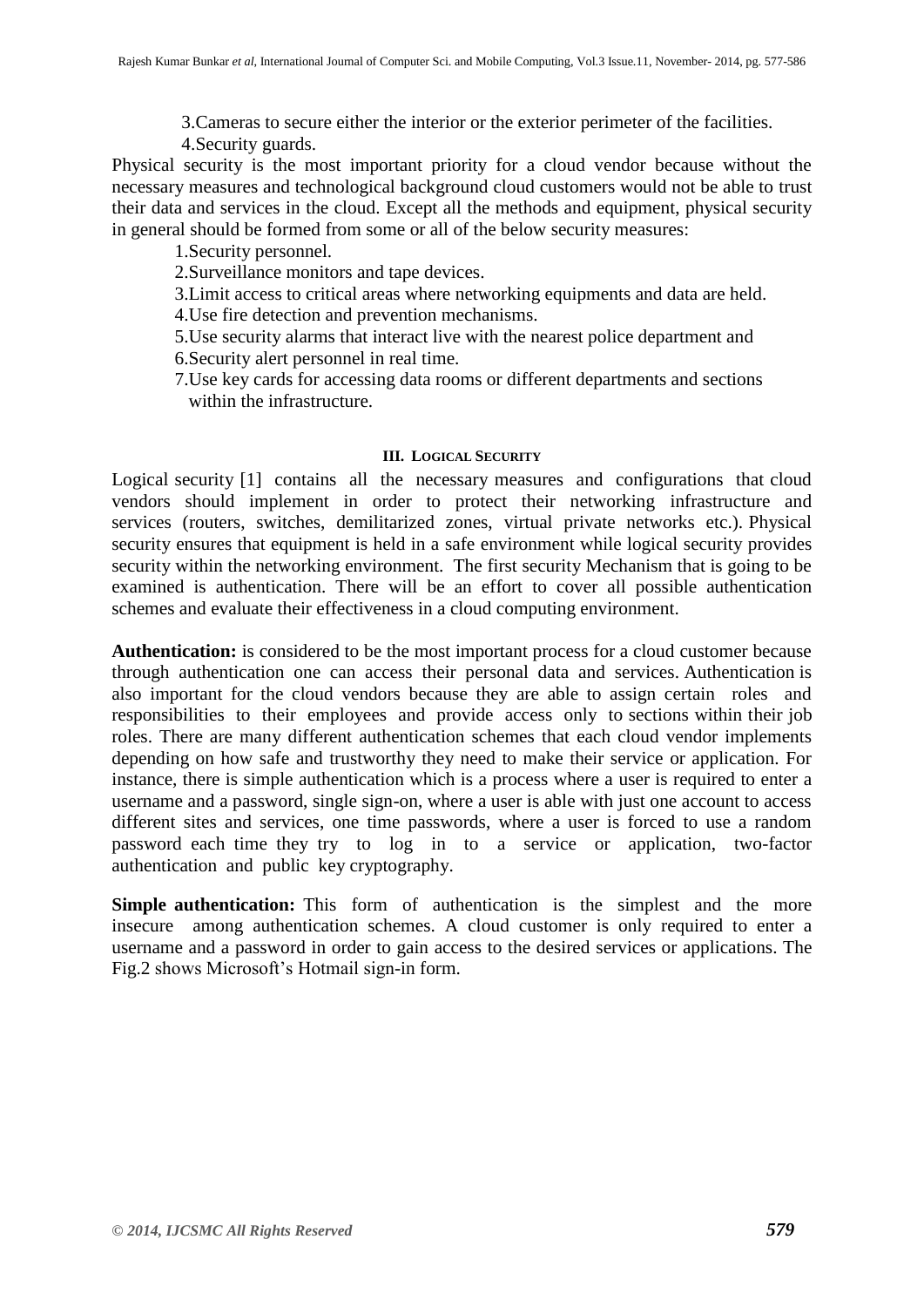3. Cameras to secure either the interior or the exterior perimeter of the facilities.
4. Security guards.

Physical security is the most important priority for a cloud vendor because without the necessary measures and technological background cloud customers would not be able to trust their data and services in the cloud. Except all the methods and equipment, physical security in general should be formed from some or all of the below security measures:

1. Security personnel.
2. Surveillance monitors and tape devices.
3. Limit access to critical areas where networking equipments and data are held.
4. Use fire detection and prevention mechanisms.
5. Use security alarms that interact live with the nearest police department and
6. Security alert personnel in real time.
7. Use key cards for accessing data rooms or different departments and sections within the infrastructure.

## III. Logical Security

Logical security [1] contains all the necessary measures and configurations that cloud vendors should implement in order to protect their networking infrastructure and services (routers, switches, demilitarized zones, virtual private networks etc.). Physical security ensures that equipment is held in a safe environment while logical security provides security within the networking environment. The first security Mechanism that is going to be examined is authentication. There will be an effort to cover all possible authentication schemes and evaluate their effectiveness in a cloud computing environment.

**Authentication:** is considered to be the most important process for a cloud customer because through authentication one can access their personal data and services. Authentication is also important for the cloud vendors because they are able to assign certain roles and responsibilities to their employees and provide access only to sections within their job roles. There are many different authentication schemes that each cloud vendor implements depending on how safe and trustworthy they need to make their service or application. For instance, there is simple authentication which is a process where a user is required to enter a username and a password, single sign-on, where a user is able with just one account to access different sites and services, one time passwords, where a user is forced to use a random password each time they try to log in to a service or application, two-factor authentication and public key cryptography.

**Simple authentication:** This form of authentication is the simplest and the more insecure among authentication schemes. A cloud customer is only required to enter a username and a password in order to gain access to the desired services or applications. The Fig.2 shows Microsoft's Hotmail sign-in form.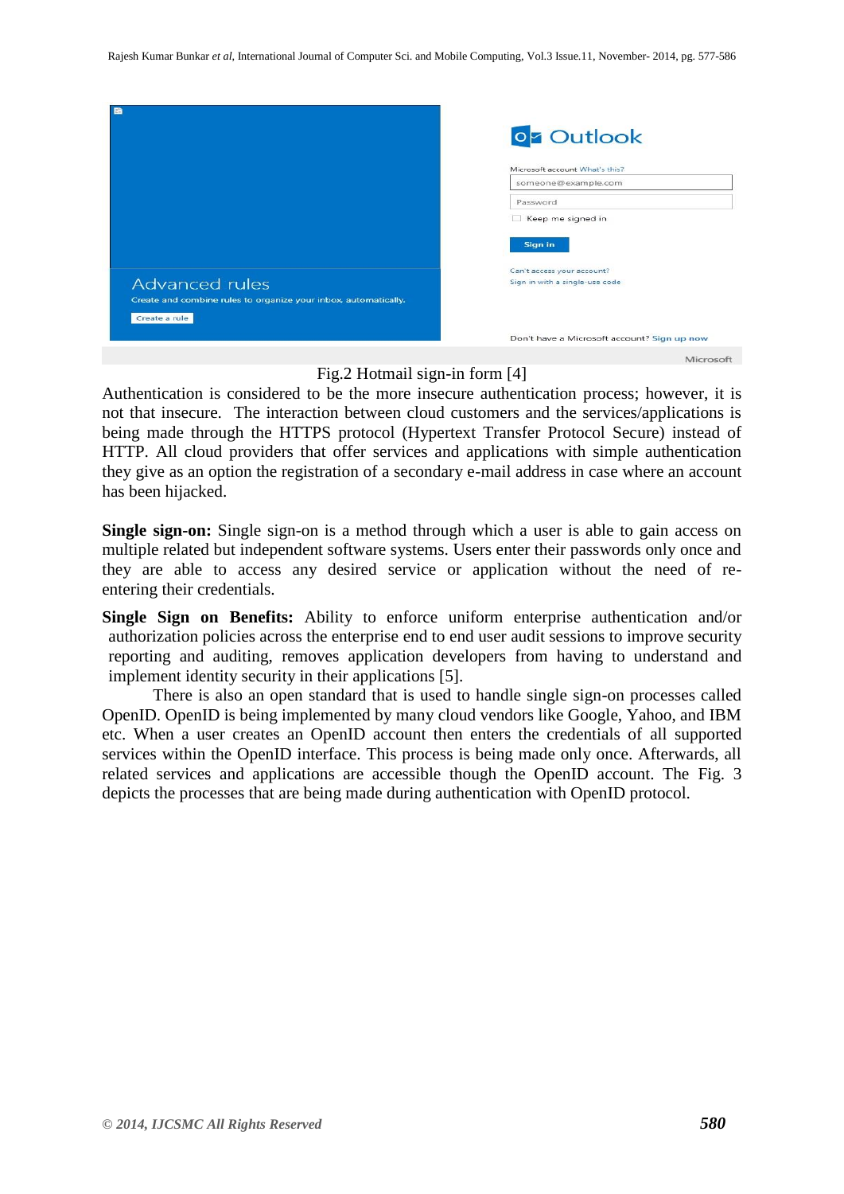Fig.2 Hotmail sign-in form [4]

Authentication is considered to be the more insecure authentication process; however, it is not that insecure. The interaction between cloud customers and the services/applications is being made through the HTTPS protocol (Hypertext Transfer Protocol Secure) instead of HTTP. All cloud providers that offer services and applications with simple authentication they give as an option the registration of a secondary e-mail address in case where an account has been hijacked.

**Single sign-on:** Single sign-on is a method through which a user is able to gain access on multiple related but independent software systems. Users enter their passwords only once and they are able to access any desired service or application without the need of re-entering their credentials.

**Single Sign on Benefits:** Ability to enforce uniform enterprise authentication and/or authorization policies across the enterprise end to end user audit sessions to improve security reporting and auditing, removes application developers from having to understand and implement identity security in their applications [5].

There is also an open standard that is used to handle single sign-on processes called OpenID. OpenID is being implemented by many cloud vendors like Google, Yahoo, and IBM etc. When a user creates an OpenID account then enters the credentials of all supported services within the OpenID interface. This process is being made only once. Afterwards, all related services and applications are accessible though the OpenID account. The Fig. 3 depicts the processes that are being made during authentication with OpenID protocol.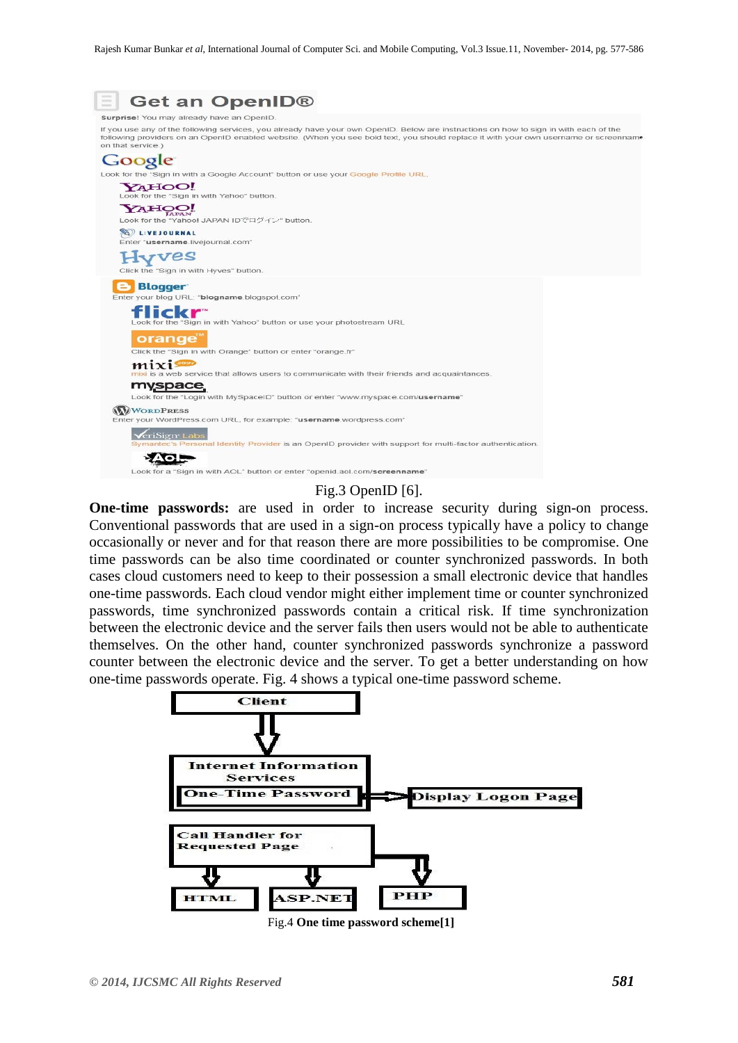Fig.3 OpenID [6].

**One-time passwords:** are used in order to increase security during sign-on process. Conventional passwords that are used in a sign-on process typically have a policy to change occasionally or never and for that reason there are more possibilities to be compromise. One time passwords can be also time coordinated or counter synchronized passwords. In both cases cloud customers need to keep to their possession a small electronic device that handles one-time passwords. Each cloud vendor might either implement time or counter synchronized passwords, time synchronized passwords contain a critical risk. If time synchronization between the electronic device and the server fails then users would not be able to authenticate themselves. On the other hand, counter synchronized passwords synchronize a password counter between the electronic device and the server. To get a better understanding on how one-time passwords operate. Fig. 4 shows a typical one-time password scheme.

Fig.4 **One time password scheme[1]**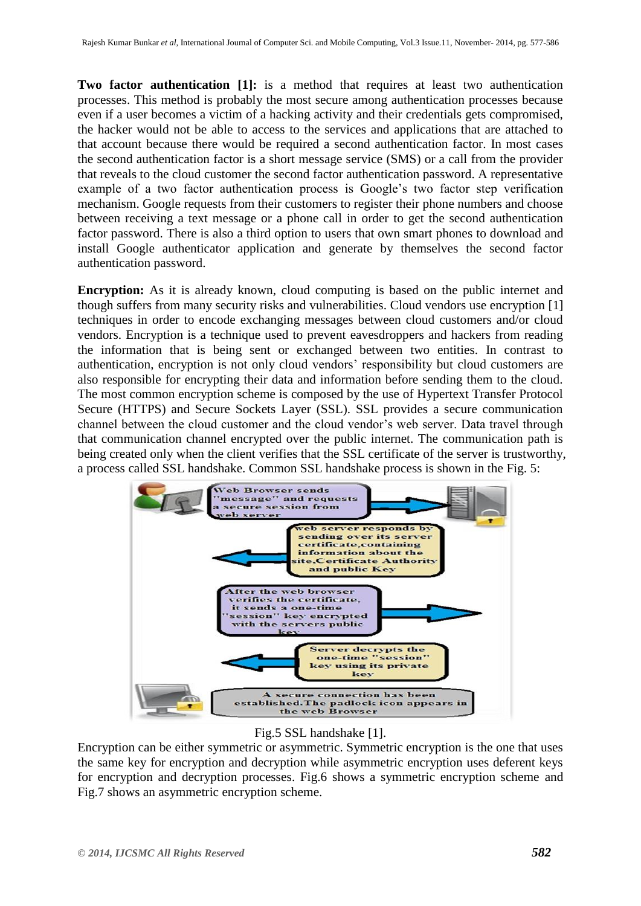**Two factor authentication [1]:** is a method that requires at least two authentication processes. This method is probably the most secure among authentication processes because even if a user becomes a victim of a hacking activity and their credentials gets compromised, the hacker would not be able to access to the services and applications that are attached to that account because there would be required a second authentication factor. In most cases the second authentication factor is a short message service (SMS) or a call from the provider that reveals to the cloud customer the second factor authentication password. A representative example of a two factor authentication process is Google's two factor step verification mechanism. Google requests from their customers to register their phone numbers and choose between receiving a text message or a phone call in order to get the second authentication factor password. There is also a third option to users that own smart phones to download and install Google authenticator application and generate by themselves the second factor authentication password.

**Encryption:** As it is already known, cloud computing is based on the public internet and though suffers from many security risks and vulnerabilities. Cloud vendors use encryption [1] techniques in order to encode exchanging messages between cloud customers and/or cloud vendors. Encryption is a technique used to prevent eavesdroppers and hackers from reading the information that is being sent or exchanged between two entities. In contrast to authentication, encryption is not only cloud vendors' responsibility but cloud customers are also responsible for encrypting their data and information before sending them to the cloud. The most common encryption scheme is composed by the use of Hypertext Transfer Protocol Secure (HTTPS) and Secure Sockets Layer (SSL). SSL provides a secure communication channel between the cloud customer and the cloud vendor's web server. Data travel through that communication channel encrypted over the public internet. The communication path is being created only when the client verifies that the SSL certificate of the server is trustworthy, a process called SSL handshake. Common SSL handshake process is shown in the Fig. 5:

Web Browser sends "message" and requests a secure session from web server

web server responds by sending over its server certificate,containing information about the site,Certificate Authority and public Key

After the web browser verifies the certificate, it sends a one-time "session" key encrypted with the servers public key

Server decrypts the one-time "session" key using its private key

A secure connection has been established.The padlock icon appears in the web Browser

Fig.5 SSL handshake [1].

Encryption can be either symmetric or asymmetric. Symmetric encryption is the one that uses the same key for encryption and decryption while asymmetric encryption uses deferent keys for encryption and decryption processes. Fig.6 shows a symmetric encryption scheme and Fig.7 shows an asymmetric encryption scheme.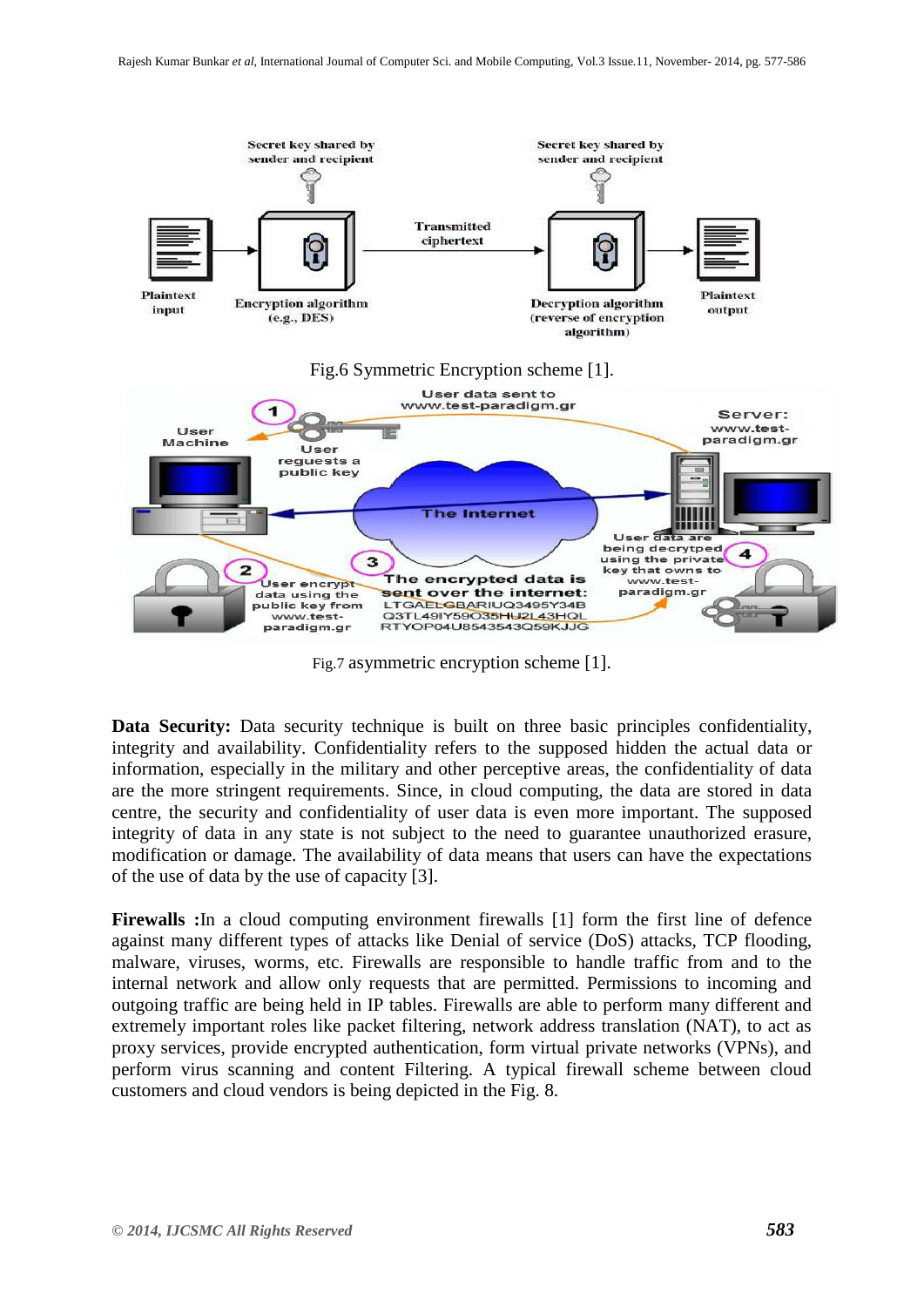Fig.6 Symmetric Encryption scheme [1].

Fig.7 asymmetric encryption scheme [1].

**Data Security:** Data security technique is built on three basic principles confidentiality, integrity and availability. Confidentiality refers to the supposed hidden the actual data or information, especially in the military and other perceptive areas, the confidentiality of data are the more stringent requirements. Since, in cloud computing, the data are stored in data centre, the security and confidentiality of user data is even more important. The supposed integrity of data in any state is not subject to the need to guarantee unauthorized erasure, modification or damage. The availability of data means that users can have the expectations of the use of data by the use of capacity [3].

**Firewalls :**In a cloud computing environment firewalls [1] form the first line of defence against many different types of attacks like Denial of service (DoS) attacks, TCP flooding, malware, viruses, worms, etc. Firewalls are responsible to handle traffic from and to the internal network and allow only requests that are permitted. Permissions to incoming and outgoing traffic are being held in IP tables. Firewalls are able to perform many different and extremely important roles like packet filtering, network address translation (NAT), to act as proxy services, provide encrypted authentication, form virtual private networks (VPNs), and perform virus scanning and content Filtering. A typical firewall scheme between cloud customers and cloud vendors is being depicted in the Fig. 8.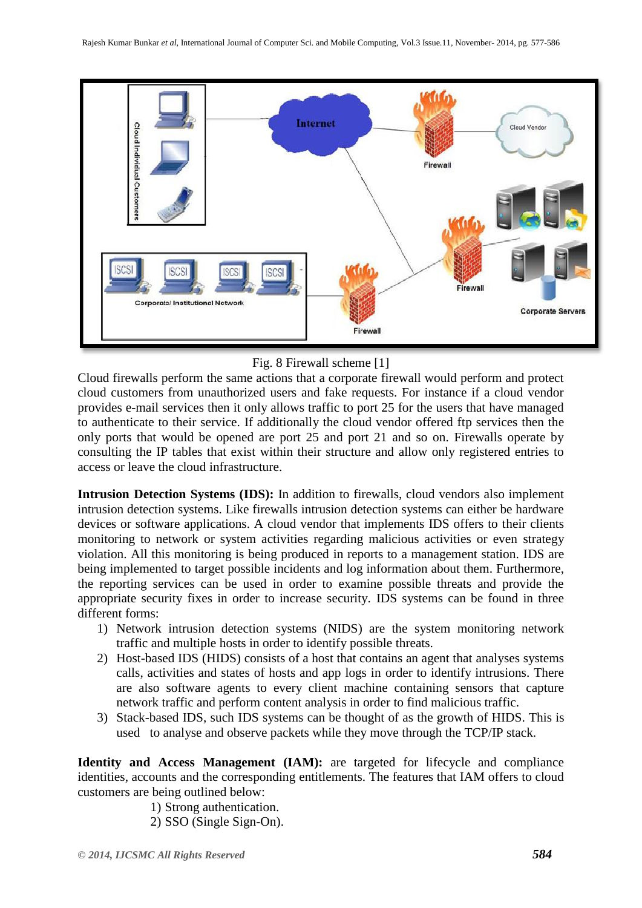Fig. 8 Firewall scheme [1]

Cloud firewalls perform the same actions that a corporate firewall would perform and protect cloud customers from unauthorized users and fake requests. For instance if a cloud vendor provides e-mail services then it only allows traffic to port 25 for the users that have managed to authenticate to their service. If additionally the cloud vendor offered ftp services then the only ports that would be opened are port 25 and port 21 and so on. Firewalls operate by consulting the IP tables that exist within their structure and allow only registered entries to access or leave the cloud infrastructure.

**Intrusion Detection Systems (IDS):** In addition to firewalls, cloud vendors also implement intrusion detection systems. Like firewalls intrusion detection systems can either be hardware devices or software applications. A cloud vendor that implements IDS offers to their clients monitoring to network or system activities regarding malicious activities or even strategy violation. All this monitoring is being produced in reports to a management station. IDS are being implemented to target possible incidents and log information about them. Furthermore, the reporting services can be used in order to examine possible threats and provide the appropriate security fixes in order to increase security. IDS systems can be found in three different forms:

1) Network intrusion detection systems (NIDS) are the system monitoring network traffic and multiple hosts in order to identify possible threats.
2) Host-based IDS (HIDS) consists of a host that contains an agent that analyses systems calls, activities and states of hosts and app logs in order to identify intrusions. There are also software agents to every client machine containing sensors that capture network traffic and perform content analysis in order to find malicious traffic.
3) Stack-based IDS, such IDS systems can be thought of as the growth of HIDS. This is used to analyse and observe packets while they move through the TCP/IP stack.

**Identity and Access Management (IAM):** are targeted for lifecycle and compliance identities, accounts and the corresponding entitlements. The features that IAM offers to cloud customers are being outlined below:

1) Strong authentication.
2) SSO (Single Sign-On).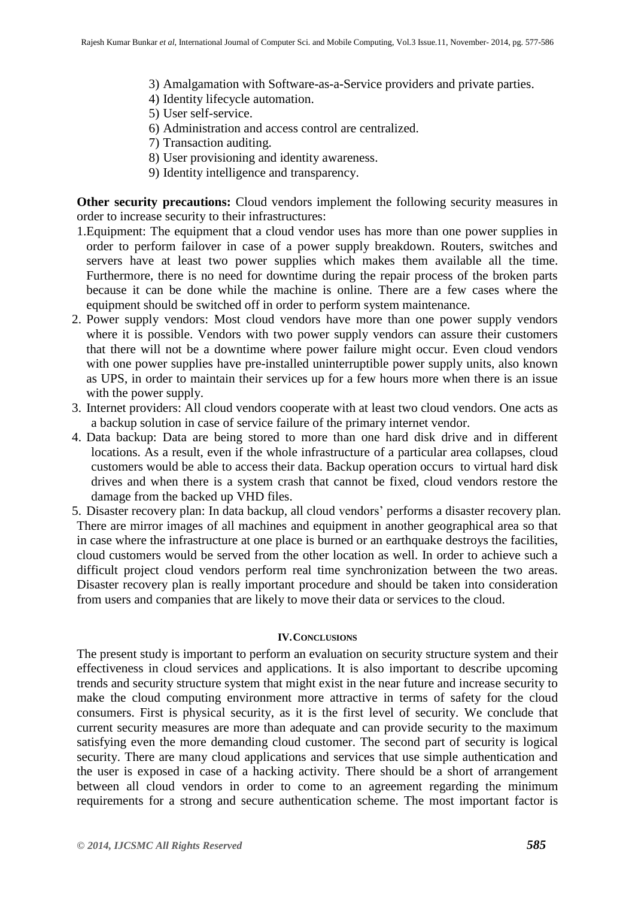3) Amalgamation with Software-as-a-Service providers and private parties.
4) Identity lifecycle automation.
5) User self-service.
6) Administration and access control are centralized.
7) Transaction auditing.
8) User provisioning and identity awareness.
9) Identity intelligence and transparency.

**Other security precautions:** Cloud vendors implement the following security measures in order to increase security to their infrastructures:

1. Equipment: The equipment that a cloud vendor uses has more than one power supplies in order to perform failover in case of a power supply breakdown. Routers, switches and servers have at least two power supplies which makes them available all the time. Furthermore, there is no need for downtime during the repair process of the broken parts because it can be done while the machine is online. There are a few cases where the equipment should be switched off in order to perform system maintenance.
2. Power supply vendors: Most cloud vendors have more than one power supply vendors where it is possible. Vendors with two power supply vendors can assure their customers that there will not be a downtime where power failure might occur. Even cloud vendors with one power supplies have pre-installed uninterruptible power supply units, also known as UPS, in order to maintain their services up for a few hours more when there is an issue with the power supply.
3. Internet providers: All cloud vendors cooperate with at least two cloud vendors. One acts as a backup solution in case of service failure of the primary internet vendor.
4. Data backup: Data are being stored to more than one hard disk drive and in different locations. As a result, even if the whole infrastructure of a particular area collapses, cloud customers would be able to access their data. Backup operation occurs to virtual hard disk drives and when there is a system crash that cannot be fixed, cloud vendors restore the damage from the backed up VHD files.
5. Disaster recovery plan: In data backup, all cloud vendors' performs a disaster recovery plan. There are mirror images of all machines and equipment in another geographical area so that in case where the infrastructure at one place is burned or an earthquake destroys the facilities, cloud customers would be served from the other location as well. In order to achieve such a difficult project cloud vendors perform real time synchronization between the two areas. Disaster recovery plan is really important procedure and should be taken into consideration from users and companies that are likely to move their data or services to the cloud.

## IV. CONCLUSIONS

The present study is important to perform an evaluation on security structure system and their effectiveness in cloud services and applications. It is also important to describe upcoming trends and security structure system that might exist in the near future and increase security to make the cloud computing environment more attractive in terms of safety for the cloud consumers. First is physical security, as it is the first level of security. We conclude that current security measures are more than adequate and can provide security to the maximum satisfying even the more demanding cloud customer. The second part of security is logical security. There are many cloud applications and services that use simple authentication and the user is exposed in case of a hacking activity. There should be a short of arrangement between all cloud vendors in order to come to an agreement regarding the minimum requirements for a strong and secure authentication scheme. The most important factor is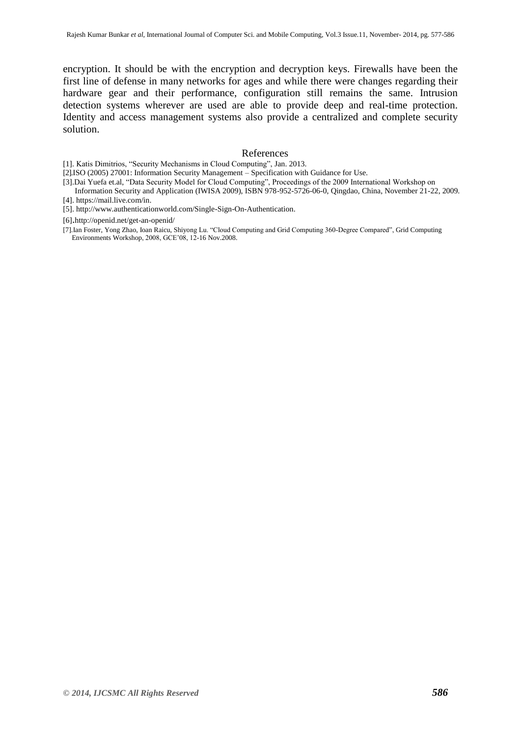encryption. It should be with the encryption and decryption keys. Firewalls have been the first line of defense in many networks for ages and while there were changes regarding their hardware gear and their performance, configuration still remains the same. Intrusion detection systems wherever are used are able to provide deep and real-time protection. Identity and access management systems also provide a centralized and complete security solution.

## References

[1]. Katis Dimitrios, "Security Mechanisms in Cloud Computing", Jan. 2013.

[2].ISO (2005) 27001: Information Security Management – Specification with Guidance for Use.

[3].Dai Yuefa et.al, "Data Security Model for Cloud Computing", Proceedings of the 2009 International Workshop on Information Security and Application (IWISA 2009), ISBN 978-952-5726-06-0, Qingdao, China, November 21-22, 2009.

[4]. https://mail.live.com/in.

[5]. http://www.authenticationworld.com/Single-Sign-On-Authentication.

[6].http://openid.net/get-an-openid/

[7].Ian Foster, Yong Zhao, Ioan Raicu, Shiyong Lu. "Cloud Computing and Grid Computing 360-Degree Compared", Grid Computing Environments Workshop, 2008, GCE'08, 12-16 Nov.2008.